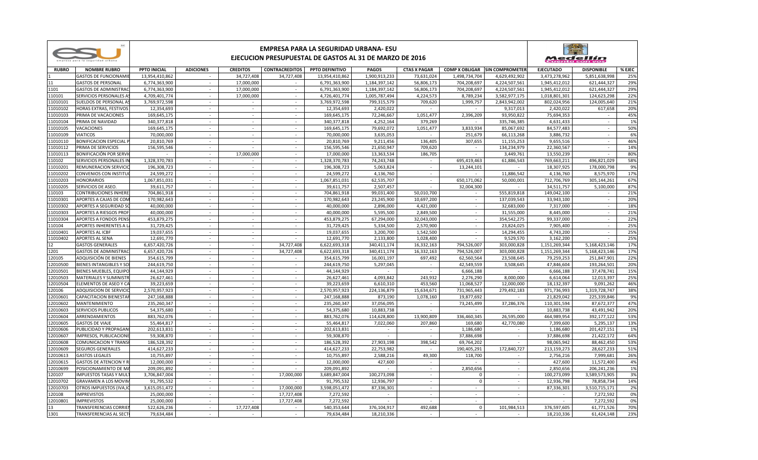# EMPRESA PARA LA SEGURIDAD URBANA- ESU

## EJECUCION PRESUPUESTAL DE GASTOS AL 31 DE MARZO DE 2016

| RUBRO | NOMBRE RUBRO | PPTO INICIAL | ADICIONES | CREDITOS | CONTRACREDITOS | PPTO DEFINITIVO | PAGOS | CTAS X PAGAR | COMP X OBLIGAR | SIN COMPROMETER | EJECUTADO | DISPONIBLE | % EJEC |
|---|---|---|---|---|---|---|---|---|---|---|---|---|---|
| 1 | GASTOS DE FUNCIONAMIE | 13,954,410,862 | - | 34,727,408 | 34,727,408 | 13,954,410,862 | 1,900,913,233 | 73,631,024 | 1,498,734,704 | 4,629,492,902 | 3,473,278,962 | 5,851,638,998 | 25% |
| 11 | GASTOS DE PERSONAL | 6,774,363,900 | - | 17,000,000 | - | 6,791,363,900 | 1,184,397,142 | 56,806,173 | 704,208,697 | 4,224,507,561 | 1,945,412,012 | 621,444,327 | 29% |
| 1101 | GASTOS DE ADMINISTRAC | 6,774,363,900 | - | 17,000,000 | - | 6,791,363,900 | 1,184,397,142 | 56,806,173 | 704,208,697 | 4,224,507,561 | 1,945,412,012 | 621,444,327 | 29% |
| 110101 | SERVICIOS PERSONALES AS | 4,709,401,774 | - | 17,000,000 | - | 4,726,401,774 | 1,005,787,494 | 4,224,573 | 8,789,234 | 3,582,977,175 | 1,018,801,301 | 124,623,298 | 22% |
| 11010101 | SUELDOS DE PERSONAL AS | 3,769,972,598 | - | - | - | 3,769,972,598 | 799,315,579 | 709,620 | 1,999,757 | 2,843,942,002 | 802,024,956 | 124,005,640 | 21% |
| 11010102 | HORAS EXTRAS, FESTIVOS | 12,354,693 | - | - | - | 12,354,693 | 2,420,022 | - | - | 9,317,013 | 2,420,022 | 617,658 | 20% |
| 11010103 | PRIMA DE VACACIONES | 169,645,175 | - | - | - | 169,645,175 | 72,246,667 | 1,051,477 | 2,396,209 | 93,950,822 | 75,694,353 | - | 45% |
| 11010104 | PRIMA DE NAVIDAD | 340,377,818 | - | - | - | 340,377,818 | 4,252,164 | 379,269 | - | 335,746,385 | 4,631,433 | - | 1% |
| 11010105 | VACACIONES | 169,645,175 | - | - | - | 169,645,175 | 79,692,072 | 1,051,477 | 3,833,934 | 85,067,692 | 84,577,483 | - | 50% |
| 11010109 | VIATICOS | 70,000,000 | - | - | - | 70,000,000 | 3,635,053 | - | 251,679 | 66,113,268 | 3,886,732 | - | 6% |
| 11010110 | BONIFICACION ESPECIAL P | 20,810,769 | - | - | - | 20,810,769 | 9,211,456 | 136,405 | 307,655 | 11,155,253 | 9,655,516 | - | 46% |
| 11010112 | PRIMA DE SERVICIOS | 156,595,546 | - | - | - | 156,595,546 | 21,650,947 | 709,620 | - | 134,234,979 | 22,360,567 | - | 14% |
| 11010113 | BONIFICACIÓN POR SERVI | - | - | 17,000,000 | - | 17,000,000 | 13,363,534 | 186,705 | - | 3,449,761 | 13,550,239 | - | 80% |
| 110102 | SERVICIOS PERSONALES IN | 1,328,370,783 | - | - | - | 1,328,370,783 | 74,243,748 | - | 695,419,463 | 61,886,543 | 769,663,211 | 496,821,029 | 58% |
| 11010201 | REMUNERACION SERVICIO | 196,308,723 | - | - | - | 196,308,723 | 5,063,824 | - | 13,244,101 | - | 18,307,925 | 178,000,798 | 9% |
| 11010202 | CONVENIOS CON INSTITUC | 24,599,272 | - | - | - | 24,599,272 | 4,136,760 | - | - | 11,886,542 | 4,136,760 | 8,575,970 | 17% |
| 11010203 | HONORARIOS | 1,067,851,031 | - | - | - | 1,067,851,031 | 62,535,707 | - | 650,171,062 | 50,000,001 | 712,706,769 | 305,144,261 | 67% |
| 11010205 | SERVICIOS DE ASEO. | 39,611,757 | - | - | - | 39,611,757 | 2,507,457 | - | 32,004,300 | - | 34,511,757 | 5,100,000 | 87% |
| 110103 | CONTRIBUCIONES INHERE | 704,861,918 | - | - | - | 704,861,918 | 99,031,400 | 50,010,700 | - | 555,819,818 | 149,042,100 | - | 21% |
| 11010301 | APORTES A CAJAS DE COM | 170,982,643 | - | - | - | 170,982,643 | 23,245,900 | 10,697,200 | - | 137,039,543 | 33,943,100 | - | 20% |
| 11010302 | APORTES A SEGURIDAD SO | 40,000,000 | - | - | - | 40,000,000 | 2,896,000 | 4,421,000 | - | 32,683,000 | 7,317,000 | - | 18% |
| 11010303 | APORTES A RIESGOS PROF | 40,000,000 | - | - | - | 40,000,000 | 5,595,500 | 2,849,500 | - | 31,555,000 | 8,445,000 | - | 21% |
| 11010304 | APORTES A FONDOS PENS | 453,879,275 | - | - | - | 453,879,275 | 67,294,000 | 32,043,000 | - | 354,542,275 | 99,337,000 | - | 22% |
| 110104 | APORTES INHERENTES A L | 31,729,425 | - | - | - | 31,729,425 | 5,334,500 | 2,570,900 | - | 23,824,025 | 7,905,400 | - | 25% |
| 11010401 | APORTES AL ICBF | 19,037,655 | - | - | - | 19,037,655 | 3,200,700 | 1,542,500 | - | 14,294,455 | 4,743,200 | - | 25% |
| 11010402 | APORTES AL SENA | 12,691,770 | - | - | - | 12,691,770 | 2,133,800 | 1,028,400 | - | 9,529,570 | 3,162,200 | - | 25% |
| 12 | GASTOS GENERALES | 6,657,420,726 | - | - | 34,727,408 | 6,622,693,318 | 340,411,174 | 16,332,163 | 794,526,007 | 303,000,828 | 1,151,269,344 | 5,168,423,146 | 17% |
| 1201 | GASTOS DE ADMINISTRAC | 6,657,420,726 | - | - | 34,727,408 | 6,622,693,318 | 340,411,174 | 16,332,163 | 794,526,007 | 303,000,828 | 1,151,269,344 | 5,168,423,146 | 17% |
| 120105 | ADQUISICIÓN DE BIENES | 354,615,799 | - | - | - | 354,615,799 | 16,001,197 | 697,492 | 62,560,564 | 23,508,645 | 79,259,253 | 251,847,901 | 22% |
| 12010500 | BIENES INTANGIBLES Y SO | 244,619,750 | - | - | - | 244,619,750 | 5,297,045 | - | 42,549,559 | 3,508,645 | 47,846,604 | 193,264,501 | 20% |
| 12010501 | BIENES MUEBLES, EQUIPO | 44,144,929 | - | - | - | 44,144,929 | - | - | 6,666,188 | - | 6,666,188 | 37,478,741 | 15% |
| 12010503 | MATERIALES Y SUMINISTR | 26,627,461 | - | - | - | 26,627,461 | 4,093,842 | 243,932 | 2,276,290 | 8,000,000 | 6,614,064 | 12,013,397 | 25% |
| 12010504 | ELEMENTOS DE ASEO Y CA | 39,223,659 | - | - | - | 39,223,659 | 6,610,310 | 453,560 | 11,068,527 | 12,000,000 | 18,132,397 | 9,091,262 | 46% |
| 120106 | ADQUISICION DE SERVICIO | 2,570,957,923 | - | - | - | 2,570,957,923 | 224,136,879 | 15,634,671 | 731,965,443 | 279,492,183 | 971,736,993 | 1,319,728,747 | 38% |
| 12010601 | CAPACITACION BIENESTAR | 247,168,888 | - | - | - | 247,168,888 | 873,190 | 1,078,160 | 19,877,692 | - | 21,829,042 | 225,339,846 | 9% |
| 12010602 | MANTENIMIENTO | 235,260,347 | - | - | - | 235,260,347 | 37,056,095 | - | 73,245,499 | 37,286,376 | 110,301,594 | 87,672,377 | 47% |
| 12010603 | SERVICIOS PUBLICOS | 54,375,680 | - | - | - | 54,375,680 | 10,883,738 | - | - | - | 10,883,738 | 43,491,942 | 20% |
| 12010604 | ARRENDAMIENTOS | 883,762,076 | - | - | - | 883,762,076 | 114,628,800 | 13,900,809 | 336,460,345 | 26,595,000 | 464,989,954 | 392,177,122 | 53% |
| 12010605 | GASTOS DE VIAJE | 55,464,817 | - | - | - | 55,464,817 | 7,022,060 | 207,860 | 169,680 | 42,770,080 | 7,399,600 | 5,295,137 | 13% |
| 12010606 | PUBLICIDAD Y PROPAGAN | 202,613,831 | - | - | - | 202,613,831 | - | - | 1,186,680 | - | 1,186,680 | 201,427,151 | 1% |
| 12010607 | IMPRESOS, PUBLICACIONE | 59,308,870 | - | - | - | 59,308,870 | - | - | 37,886,698 | - | 37,886,698 | 21,422,172 | 64% |
| 12010608 | COMUNICACION Y TRANSP | 186,528,392 | - | - | - | 186,528,392 | 27,903,198 | 398,542 | 69,764,202 | - | 98,065,942 | 88,462,450 | 53% |
| 12010609 | SEGUROS GENERALES | 414,627,233 | - | - | - | 414,627,233 | 22,753,982 | - | 190,405,291 | 172,840,727 | 213,159,273 | 28,627,233 | 51% |
| 12010613 | GASTOS LEGALES | 10,755,897 | - | - | - | 10,755,897 | 2,588,216 | 49,300 | 118,700 | - | 2,756,216 | 7,999,681 | 26% |
| 12010615 | GASTOS DE ATENCION Y R | 12,000,000 | - | - | - | 12,000,000 | 427,600 | - | - | - | 427,600 | 11,572,400 | 4% |
| 12010699 | POSICIONAMIENTO DE MA | 209,091,892 | - | - | - | 209,091,892 | - | - | 2,850,656 | - | 2,850,656 | 206,241,236 | 1% |
| 120107 | IMPUESTOS TASAS Y MULT | 3,706,847,004 | - | - | 17,000,000 | 3,689,847,004 | 100,273,098 | - | 0 | - | 100,273,099 | 3,589,573,905 | 3% |
| 12010702 | GRAVAMEN A LOS MOVIM | 91,795,532 | - | - | - | 91,795,532 | 12,936,797 | - | 0 | - | 12,936,798 | 78,858,734 | 14% |
| 12010703 | OTROS IMPUESTOS (IVA,IC | 3,615,051,472 | - | - | 17,000,000 | 3,598,051,472 | 87,336,301 | - | - | - | 87,336,301 | 3,510,715,171 | 2% |
| 120108 | IMPREVISTOS | 25,000,000 | - | - | 17,727,408 | 7,272,592 | - | - | - | - | - | 7,272,592 | 0% |
| 12010801 | IMPREVISTOS | 25,000,000 | - | - | 17,727,408 | 7,272,592 | - | - | - | - | - | 7,272,592 | 0% |
| 13 | TRANSFERENCIAS CORRIEN | 522,626,236 | - | 17,727,408 | - | 540,353,644 | 376,104,917 | 492,688 | 0 | 101,984,513 | 376,597,605 | 61,771,526 | 70% |
| 1301 | TRANSFERENCIAS AL SECT | 79,634,484 | - | - | - | 79,634,484 | 18,210,336 | - | - | - | 18,210,336 | 61,424,148 | 23% |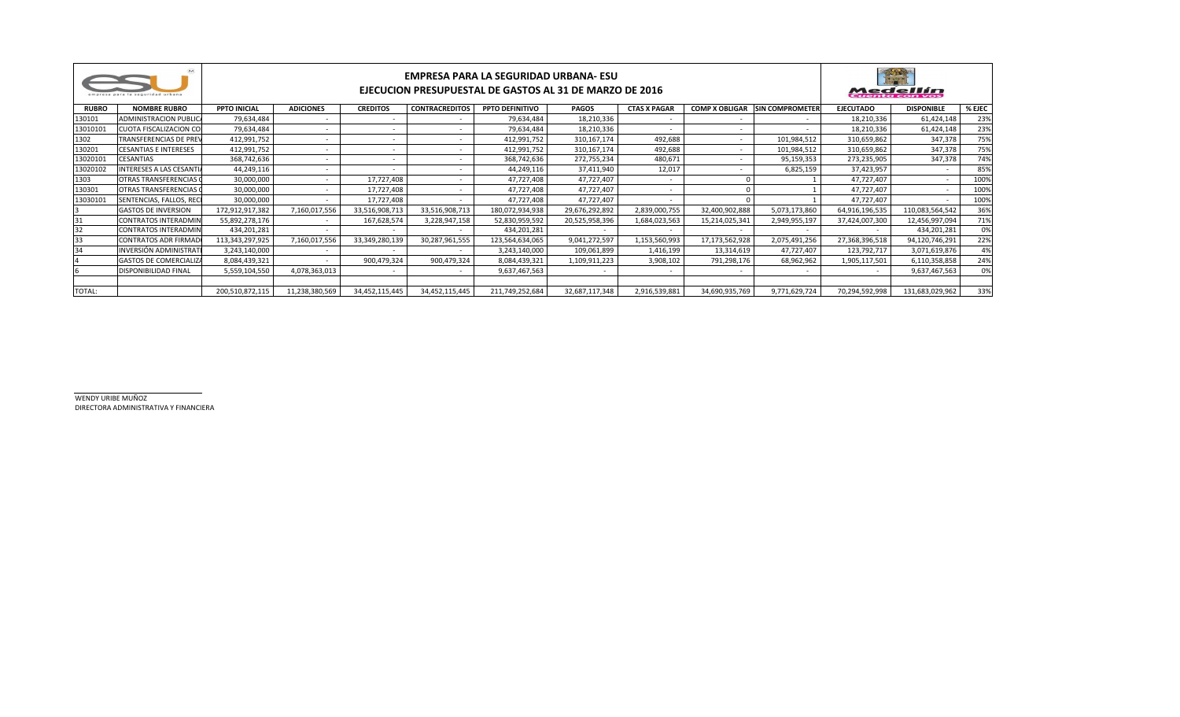# EMPRESA PARA LA SEGURIDAD URBANA- ESU

## EJECUCION PRESUPUESTAL DE GASTOS AL 31 DE MARZO DE 2016

| RUBRO | NOMBRE RUBRO | PPTO INICIAL | ADICIONES | CREDITOS | CONTRACREDITOS | PPTO DEFINITIVO | PAGOS | CTAS X PAGAR | COMP X OBLIGAR | SIN COMPROMETER | EJECUTADO | DISPONIBLE | % EJEC |
|---|---|---|---|---|---|---|---|---|---|---|---|---|---|
| 130101 | ADMINISTRACION PUBLICA | 79,634,484 | - | - | - | 79,634,484 | 18,210,336 | - | - | - | 18,210,336 | 61,424,148 | 23% |
| 13010101 | CUOTA FISCALIZACION CO | 79,634,484 | - | - | - | 79,634,484 | 18,210,336 | - | - | - | 18,210,336 | 61,424,148 | 23% |
| 1302 | TRANSFERENCIAS DE PREV | 412,991,752 | - | - | - | 412,991,752 | 310,167,174 | 492,688 | - | 101,984,512 | 310,659,862 | 347,378 | 75% |
| 130201 | CESANTIAS E INTERESES | 412,991,752 | - | - | - | 412,991,752 | 310,167,174 | 492,688 | - | 101,984,512 | 310,659,862 | 347,378 | 75% |
| 13020101 | CESANTIAS | 368,742,636 | - | - | - | 368,742,636 | 272,755,234 | 480,671 | - | 95,159,353 | 273,235,905 | 347,378 | 74% |
| 13020102 | INTERESES A LAS CESANTIA | 44,249,116 | - | - | - | 44,249,116 | 37,411,940 | 12,017 | - | 6,825,159 | 37,423,957 | - | 85% |
| 1303 | OTRAS TRANSFERENCIAS C | 30,000,000 | - | 17,727,408 | - | 47,727,408 | 47,727,407 | - | 0 | 1 | 47,727,407 | - | 100% |
| 130301 | OTRAS TRANSFERENCIAS C | 30,000,000 | - | 17,727,408 | - | 47,727,408 | 47,727,407 | - | 0 | 1 | 47,727,407 | - | 100% |
| 13030101 | SENTENCIAS, FALLOS, REC | 30,000,000 | - | 17,727,408 | - | 47,727,408 | 47,727,407 | - | 0 | 1 | 47,727,407 | - | 100% |
| 3 | GASTOS DE INVERSION | 172,912,917,382 | 7,160,017,556 | 33,516,908,713 | 33,516,908,713 | 180,072,934,938 | 29,676,292,892 | 2,839,000,755 | 32,400,902,888 | 5,073,173,860 | 64,916,196,535 | 110,083,564,542 | 36% |
| 31 | CONTRATOS INTERADMIN | 55,892,278,176 | - | 167,628,574 | 3,228,947,158 | 52,830,959,592 | 20,525,958,396 | 1,684,023,563 | 15,214,025,341 | 2,949,955,197 | 37,424,007,300 | 12,456,997,094 | 71% |
| 32 | CONTRATOS INTERADMIN | 434,201,281 | - | - | - | 434,201,281 | - | - | - | - | - | 434,201,281 | 0% |
| 33 | CONTRATOS ADR FIRMADO | 113,343,297,925 | 7,160,017,556 | 33,349,280,139 | 30,287,961,555 | 123,564,634,065 | 9,041,272,597 | 1,153,560,993 | 17,173,562,928 | 2,075,491,256 | 27,368,396,518 | 94,120,746,291 | 22% |
| 34 | INVERSIÓN ADMINISTRATI | 3,243,140,000 | - | - | - | 3,243,140,000 | 109,061,899 | 1,416,199 | 13,314,619 | 47,727,407 | 123,792,717 | 3,071,619,876 | 4% |
| 4 | GASTOS DE COMERCIALIZA | 8,084,439,321 | - | 900,479,324 | 900,479,324 | 8,084,439,321 | 1,109,911,223 | 3,908,102 | 791,298,176 | 68,962,962 | 1,905,117,501 | 6,110,358,858 | 24% |
| 6 | DISPONIBILIDAD FINAL | 5,559,104,550 | 4,078,363,013 | - | - | 9,637,467,563 | - | - | - | - | - | 9,637,467,563 | 0% |
| TOTAL: | | 200,510,872,115 | 11,238,380,569 | 34,452,115,445 | 34,452,115,445 | 211,749,252,684 | 32,687,117,348 | 2,916,539,881 | 34,690,935,769 | 9,771,629,724 | 70,294,592,998 | 131,683,029,962 | 33% |

WENDY URIBE MUÑOZ
DIRECTORA ADMINISTRATIVA Y FINANCIERA